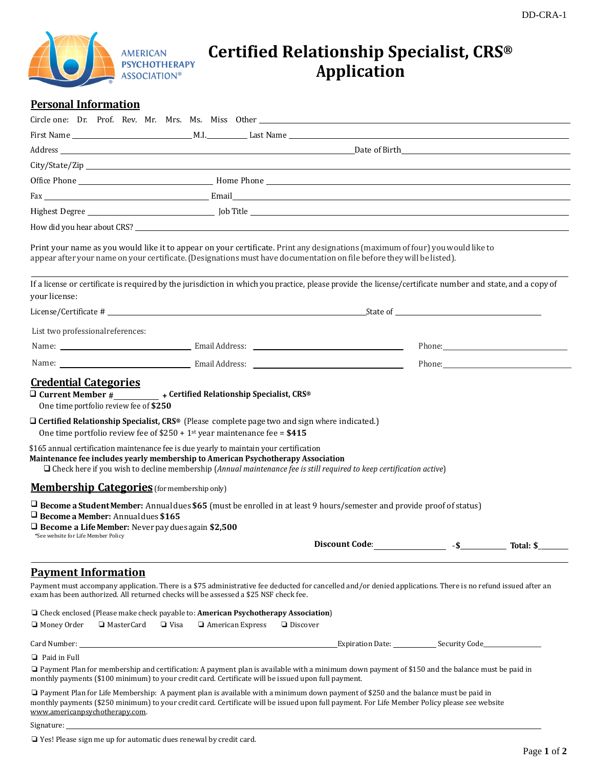DD-CRA-1

# Certified Relationship Specialist, CRS® Application

AMERICAN PSYCHOTHERAPY ASSOCIATION®

## Personal Information

Circle one: Dr. Prof. Rev. Mr. Mrs. Ms. Miss Other ______________________________

First Name ______________________ M.I.__________ Last Name ______________________________

Address ______________________________________________ Date of Birth ______________________

City/State/Zip ______________________________________________

Office Phone ______________________ Home Phone ______________________

Fax ______________________ Email ______________________

Highest Degree ______________________ Job Title ______________________

How did you hear about CRS? ______________________________________________

Print your name as you would like it to appear on your certificate. Print any designations (maximum of four) you would like to appear after your name on your certificate. (Designations must have documentation on file before they will be listed).

______________________________________________

If a license or certificate is required by the jurisdiction in which you practice, please provide the license/certificate number and state, and a copy of your license:

License/Certificate # ______________________________________________ State of ______________________

List two professional references:

Name: ______________________ Email Address: ______________________ Phone: ______________________

Name: ______________________ Email Address: ______________________ Phone: ______________________

## Credential Categories

❑ **Current Member #**__________ **+ Certified Relationship Specialist, CRS®**
One time portfolio review fee of **$250**

❑ **Certified Relationship Specialist, CRS®** (Please complete page two and sign where indicated.)
One time portfolio review fee of $250 + 1st year maintenance fee = **$415**

$165 annual certification maintenance fee is due yearly to maintain your certification
**Maintenance fee includes yearly membership to American Psychotherapy Association**
❑ Check here if you wish to decline membership (*Annual maintenance fee is still required to keep certification active*)

## Membership Categories (for membership only)

❑ **Become a Student Member:** Annual dues **$65** (must be enrolled in at least 9 hours/semester and provide proof of status)
❑ **Become a Member:** Annual dues **$165**
❑ **Become a Life Member:** Never pay dues again **$2,500**
*See website for Life Member Policy

**Discount Code**:______________ **-$**__________ **Total: $**__________

## Payment Information

Payment must accompany application. There is a $75 administrative fee deducted for cancelled and/or denied applications. There is no refund issued after an exam has been authorized. All returned checks will be assessed a $25 NSF check fee.

❑ Check enclosed (Please make check payable to: **American Psychotherapy Association**)

❑ Money Order ❑ MasterCard ❑ Visa ❑ American Express ❑ Discover

Card Number: ______________________________________________ Expiration Date: __________ Security Code__________

❑ Paid in Full

❑ Payment Plan for membership and certification: A payment plan is available with a minimum down payment of $150 and the balance must be paid in monthly payments ($100 minimum) to your credit card. Certificate will be issued upon full payment.

❑ Payment Plan for Life Membership: A payment plan is available with a minimum down payment of $250 and the balance must be paid in monthly payments ($250 minimum) to your credit card. Certificate will be issued upon full payment. For Life Member Policy please see website www.americanpsychotherapy.com.

Signature: ______________________________________________

❑ Yes! Please sign me up for automatic dues renewal by credit card.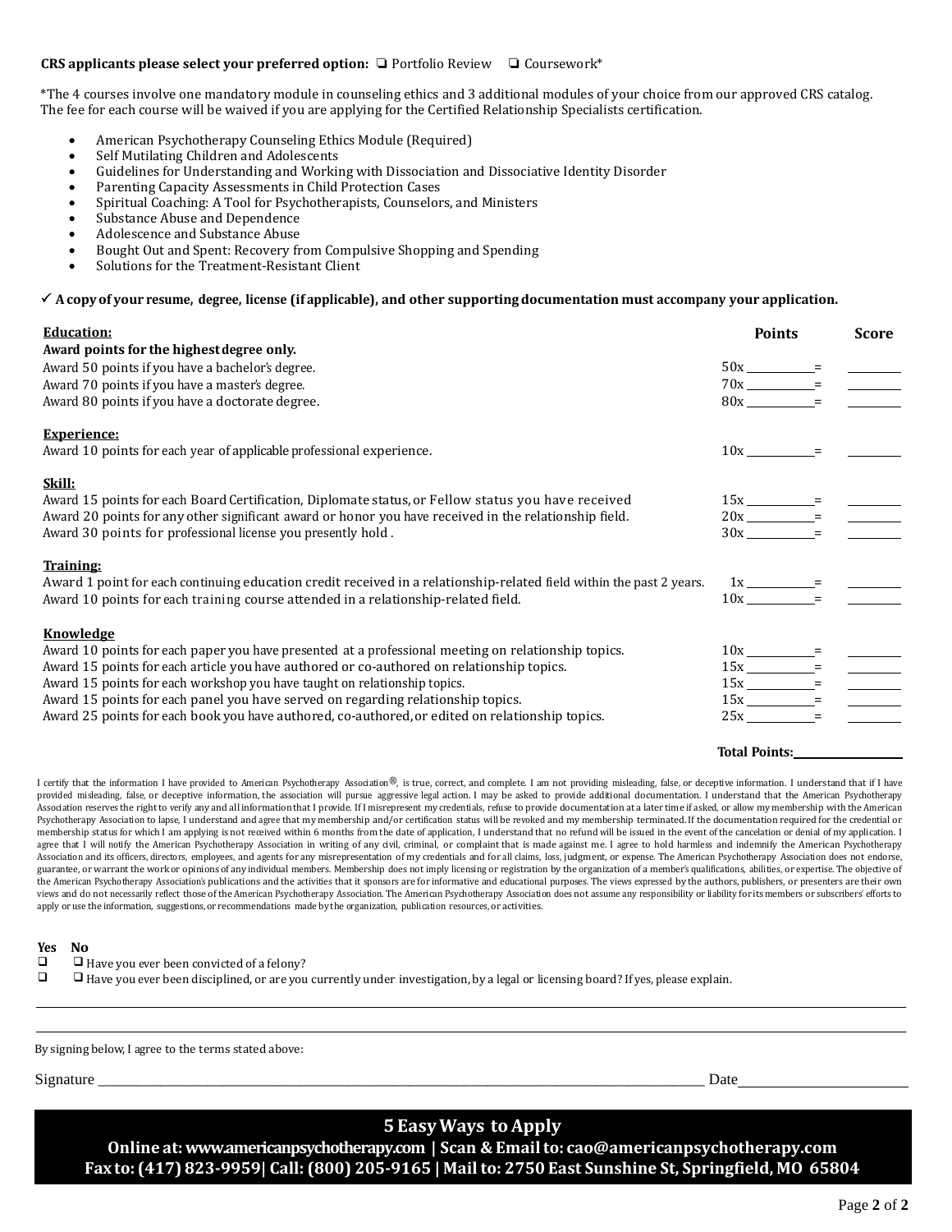**CRS applicants please select your preferred option:** ❑ Portfolio Review ❑ Coursework*

*The 4 courses involve one mandatory module in counseling ethics and 3 additional modules of your choice from our approved CRS catalog. The fee for each course will be waived if you are applying for the Certified Relationship Specialists certification.

- American Psychotherapy Counseling Ethics Module (Required)
- Self Mutilating Children and Adolescents
- Guidelines for Understanding and Working with Dissociation and Dissociative Identity Disorder
- Parenting Capacity Assessments in Child Protection Cases
- Spiritual Coaching: A Tool for Psychotherapists, Counselors, and Ministers
- Substance Abuse and Dependence
- Adolescence and Substance Abuse
- Bought Out and Spent: Recovery from Compulsive Shopping and Spending
- Solutions for the Treatment-Resistant Client

✓ **A copy of your resume, degree, license (if applicable), and other supporting documentation must accompany your application.**

| | Points | Score |
|---|---|---|
| **Education:** | | |
| **Award points for the highest degree only.** | | |
| Award 50 points if you have a bachelor's degree. | 50x ________ = | ________ |
| Award 70 points if you have a master's degree. | 70x ________ = | ________ |
| Award 80 points if you have a doctorate degree. | 80x ________ = | ________ |
| **Experience:** | | |
| Award 10 points for each year of applicable professional experience. | 10x ________ = | ________ |
| **Skill:** | | |
| Award 15 points for each Board Certification, Diplomate status, or Fellow status you have received | 15x ________ = | ________ |
| Award 20 points for any other significant award or honor you have received in the relationship field. | 20x ________ = | ________ |
| Award 30 points for professional license you presently hold . | 30x ________ = | ________ |
| **Training:** | | |
| Award 1 point for each continuing education credit received in a relationship-related field within the past 2 years. | 1x ________ = | ________ |
| Award 10 points for each training course attended in a relationship-related field. | 10x ________ = | ________ |
| **Knowledge** | | |
| Award 10 points for each paper you have presented at a professional meeting on relationship topics. | 10x ________ = | ________ |
| Award 15 points for each article you have authored or co-authored on relationship topics. | 15x ________ = | ________ |
| Award 15 points for each workshop you have taught on relationship topics. | 15x ________ = | ________ |
| Award 15 points for each panel you have served on regarding relationship topics. | 15x ________ = | ________ |
| Award 25 points for each book you have authored, co-authored, or edited on relationship topics. | 25x ________ = | ________ |
| | **Total Points:** | ________ |

I certify that the information I have provided to American Psychotherapy Association®, is true, correct, and complete. I am not providing misleading, false, or deceptive information. I understand that if I have provided misleading, false, or deceptive information, the association will pursue aggressive legal action. I may be asked to provide additional documentation. I understand that the American Psychotherapy Association reserves the right to verify any and all information that I provide. If I misrepresent my credentials, refuse to provide documentation at a later time if asked, or allow my membership with the American Psychotherapy Association to lapse, I understand and agree that my membership and/or certification status will be revoked and my membership terminated. If the documentation required for the credential or membership status for which I am applying is not received within 6 months from the date of application, I understand that no refund will be issued in the event of the cancelation or denial of my application. I agree that I will notify the American Psychotherapy Association in writing of any civil, criminal, or complaint that is made against me. I agree to hold harmless and indemnify the American Psychotherapy Association and its officers, directors, employees, and agents for any misrepresentation of my credentials and for all claims, loss, judgment, or expense. The American Psychotherapy Association does not endorse, guarantee, or warrant the work or opinions of any individual members. Membership does not imply licensing or registration by the organization of a member's qualifications, abilities, or expertise. The objective of the American Psychotherapy Association's publications and the activities that it sponsors are for informative and educational purposes. The views expressed by the authors, publishers, or presenters are their own views and do not necessarily reflect those of the American Psychotherapy Association. The American Psychotherapy Association does not assume any responsibility or liability for its members or subscribers' efforts to apply or use the information, suggestions, or recommendations made by the organization, publication resources, or activities.

**Yes No**

❑ ❑ Have you ever been convicted of a felony?

❑ ❑ Have you ever been disciplined, or are you currently under investigation, by a legal or licensing board? If yes, please explain.

______________________________________________________________________

______________________________________________________________________

By signing below, I agree to the terms stated above:

Signature ______________________________________________ Date ______________

## 5 Easy Ways to Apply

**Online at: www.americanpsychotherapy.com | Scan & Email to: cao@americanpsychotherapy.com**
**Fax to: (417) 823-9959| Call: (800) 205-9165 | Mail to: 2750 East Sunshine St, Springfield, MO 65804**